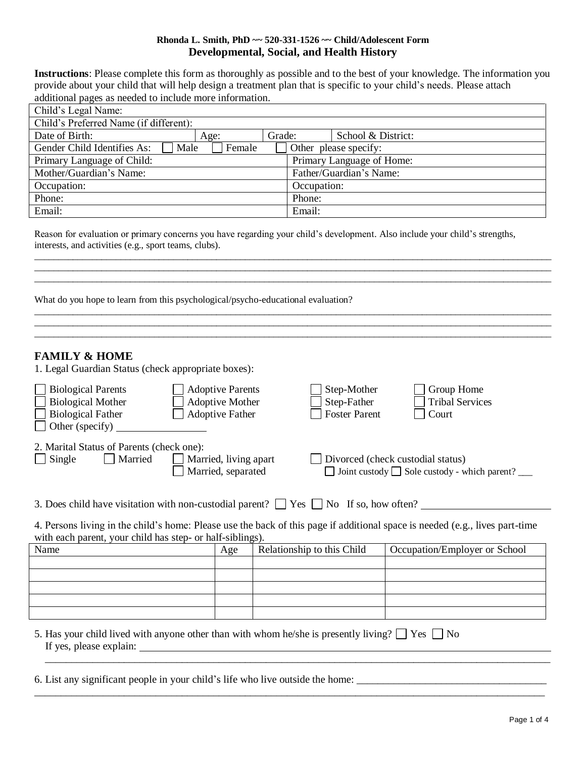**Rhonda L. Smith, PhD ~~ 520-331-1526 ~~ Child/Adolescent Form**

## Developmental, Social, and Health History

**Instructions**: Please complete this form as thoroughly as possible and to the best of your knowledge. The information you provide about your child that will help design a treatment plan that is specific to your child's needs. Please attach additional pages as needed to include more information.

| Child's Legal Name: | | | |
|---|---|---|---|
| Child's Preferred Name (if different): | | | |
| Date of Birth: | Age: | Grade: | School & District: |
| Gender Child Identifies As: ☐ Male ☐ Female ☐ Other please specify: | | | |
| Primary Language of Child: | | Primary Language of Home: | |
| Mother/Guardian's Name: | | Father/Guardian's Name: | |
| Occupation: | | Occupation: | |
| Phone: | | Phone: | |
| Email: | | Email: | |

Reason for evaluation or primary concerns you have regarding your child's development. Also include your child's strengths, interests, and activities (e.g., sport teams, clubs).

________________________________________________________________________________________________
________________________________________________________________________________________________
________________________________________________________________________________________________

What do you hope to learn from this psychological/psycho-educational evaluation?

________________________________________________________________________________________________
________________________________________________________________________________________________
________________________________________________________________________________________________

## FAMILY & HOME

1. Legal Guardian Status (check appropriate boxes):

☐ Biological Parents ☐ Adoptive Parents ☐ Step-Mother ☐ Group Home
☐ Biological Mother ☐ Adoptive Mother ☐ Step-Father ☐ Tribal Services
☐ Biological Father ☐ Adoptive Father ☐ Foster Parent ☐ Court
☐ Other (specify) ________________

2. Marital Status of Parents (check one):

☐ Single ☐ Married ☐ Married, living apart ☐ Married, separated ☐ Divorced (check custodial status)
☐ Joint custody ☐ Sole custody - which parent? ___

3. Does child have visitation with non-custodial parent? ☐ Yes ☐ No If so, how often? ________________

4. Persons living in the child's home: Please use the back of this page if additional space is needed (e.g., lives part-time with each parent, your child has step- or half-siblings).

| Name | Age | Relationship to this Child | Occupation/Employer or School |
|---|---|---|---|
| | | | |
| | | | |
| | | | |
| | | | |
| | | | |

5. Has your child lived with anyone other than with whom he/she is presently living? ☐ Yes ☐ No
If yes, please explain: ________________________________________________________________________
________________________________________________________________________________________________

6. List any significant people in your child's life who live outside the home: ___________________________________
________________________________________________________________________________________________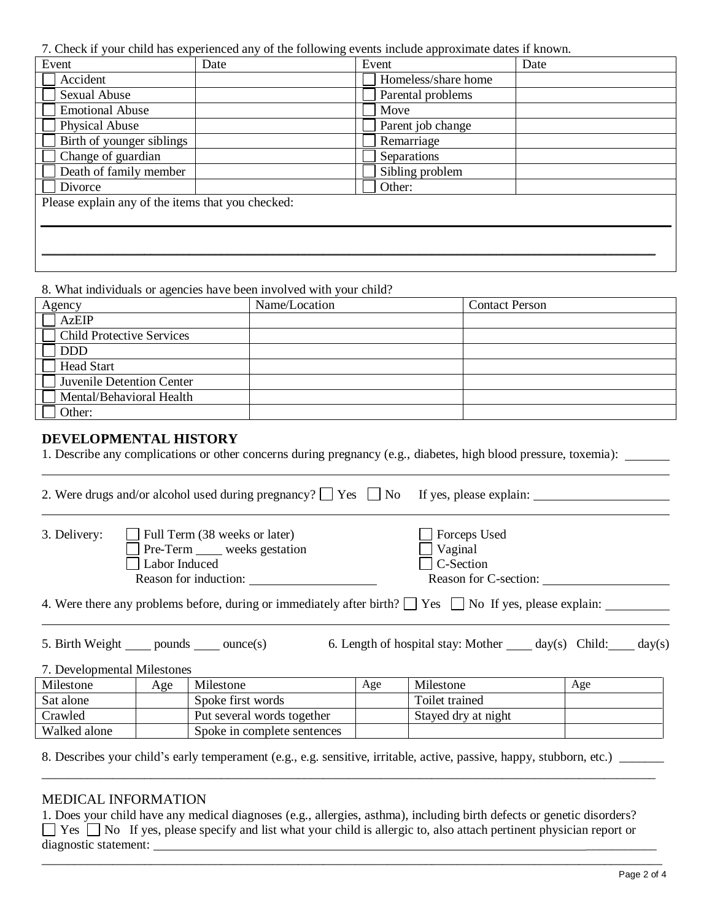7. Check if your child has experienced any of the following events include approximate dates if known.

| Event | Date | Event | Date |
|---|---|---|---|
| ☐ Accident | | ☐ Homeless/share home | |
| ☐ Sexual Abuse | | ☐ Parental problems | |
| ☐ Emotional Abuse | | ☐ Move | |
| ☐ Physical Abuse | | ☐ Parent job change | |
| ☐ Birth of younger siblings | | ☐ Remarriage | |
| ☐ Change of guardian | | ☐ Separations | |
| ☐ Death of family member | | ☐ Sibling problem | |
| ☐ Divorce | | ☐ Other: | |

Please explain any of the items that you checked:

______________________________________________________________________________

______________________________________________________________________________

8. What individuals or agencies have been involved with your child?

| Agency | Name/Location | Contact Person |
|---|---|---|
| ☐ AzEIP | | |
| ☐ Child Protective Services | | |
| ☐ DDD | | |
| ☐ Head Start | | |
| ☐ Juvenile Detention Center | | |
| ☐ Mental/Behavioral Health | | |
| ☐ Other: | | |

## DEVELOPMENTAL HISTORY

1. Describe any complications or other concerns during pregnancy (e.g., diabetes, high blood pressure, toxemia): _______

______________________________________________________________________________

2. Were drugs and/or alcohol used during pregnancy? ☐ Yes ☐ No If yes, please explain: ______________________

______________________________________________________________________________

3. Delivery:
- ☐ Full Term (38 weeks or later)
- ☐ Pre-Term ____ weeks gestation
- ☐ Labor Induced
  Reason for induction: ____________________
- ☐ Forceps Used
- ☐ Vaginal
- ☐ C-Section
  Reason for C-section: ____________________

4. Were there any problems before, during or immediately after birth? ☐ Yes ☐ No If yes, please explain: __________

______________________________________________________________________________

5. Birth Weight ____ pounds ____ ounce(s)

6. Length of hospital stay: Mother ____ day(s) Child: ____ day(s)

7. Developmental Milestones

| Milestone | Age | Milestone | Age | Milestone | Age |
|---|---|---|---|---|---|
| Sat alone | | Spoke first words | | Toilet trained | |
| Crawled | | Put several words together | | Stayed dry at night | |
| Walked alone | | Spoke in complete sentences | | | |

8. Describes your child's early temperament (e.g., e.g. sensitive, irritable, active, passive, happy, stubborn, etc.) _______

______________________________________________________________________________

## MEDICAL INFORMATION

1. Does your child have any medical diagnoses (e.g., allergies, asthma), including birth defects or genetic disorders?
☐ Yes ☐ No If yes, please specify and list what your child is allergic to, also attach pertinent physician report or diagnostic statement: ______________________________________________________________

______________________________________________________________________________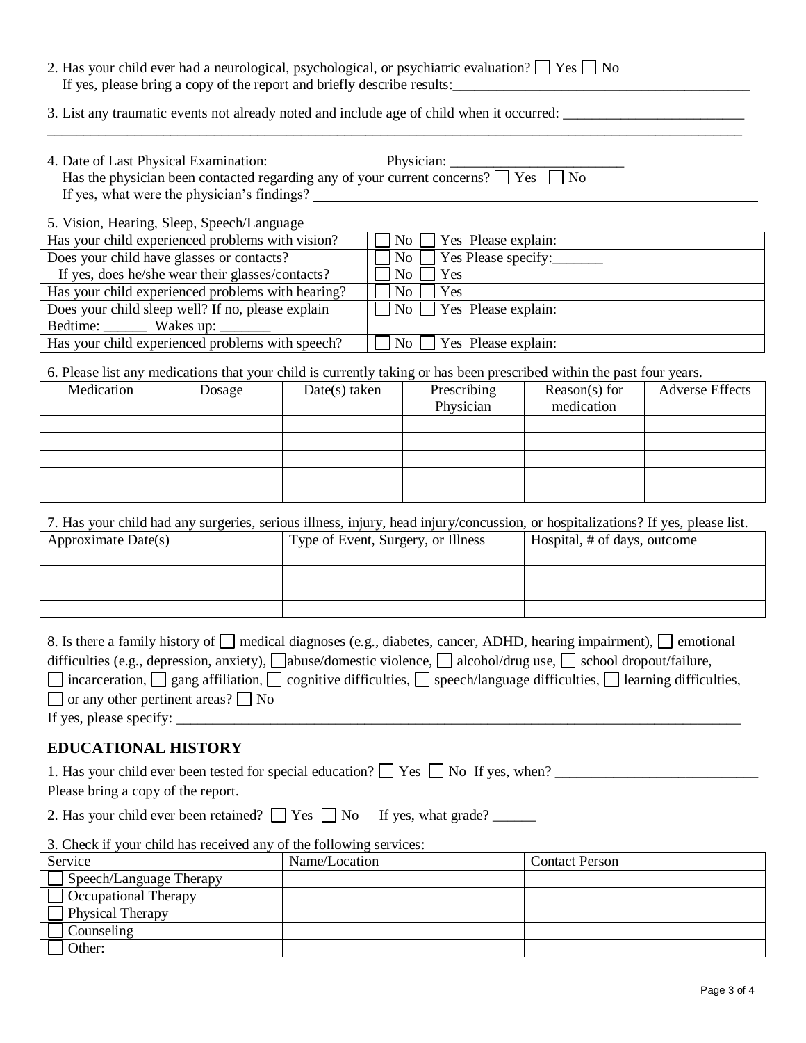2. Has your child ever had a neurological, psychological, or psychiatric evaluation? ☐ Yes ☐ No
   If yes, please bring a copy of the report and briefly describe results:___________________________________________

3. List any traumatic events not already noted and include age of child when it occurred: _________________________
_____________________________________________________________________________________________

4. Date of Last Physical Examination: _______________ Physician: ________________________
   Has the physician been contacted regarding any of your current concerns? ☐ Yes ☐ No
   If yes, what were the physician's findings? ____________________________________________________________

5. Vision, Hearing, Sleep, Speech/Language

| | |
|---|---|
| Has your child experienced problems with vision? | ☐ No ☐ Yes Please explain: |
| Does your child have glasses or contacts? | ☐ No ☐ Yes Please specify:_______ |
| If yes, does he/she wear their glasses/contacts? | ☐ No ☐ Yes |
| Has your child experienced problems with hearing? | ☐ No ☐ Yes |
| Does your child sleep well? If no, please explain Bedtime: ______ Wakes up: _______ | ☐ No ☐ Yes Please explain: |
| Has your child experienced problems with speech? | ☐ No ☐ Yes Please explain: |

6. Please list any medications that your child is currently taking or has been prescribed within the past four years.

| Medication | Dosage | Date(s) taken | Prescribing Physician | Reason(s) for medication | Adverse Effects |
|---|---|---|---|---|---|
| | | | | | |
| | | | | | |
| | | | | | |
| | | | | | |
| | | | | | |

7. Has your child had any surgeries, serious illness, injury, head injury/concussion, or hospitalizations? If yes, please list.

| Approximate Date(s) | Type of Event, Surgery, or Illness | Hospital, # of days, outcome |
|---|---|---|
| | | |
| | | |
| | | |
| | | |

8. Is there a family history of ☐ medical diagnoses (e.g., diabetes, cancer, ADHD, hearing impairment), ☐ emotional difficulties (e.g., depression, anxiety), ☐ abuse/domestic violence, ☐ alcohol/drug use, ☐ school dropout/failure, ☐ incarceration, ☐ gang affiliation, ☐ cognitive difficulties, ☐ speech/language difficulties, ☐ learning difficulties, ☐ or any other pertinent areas? ☐ No
If yes, please specify: ___________________________________________________________________________

## EDUCATIONAL HISTORY

1. Has your child ever been tested for special education? ☐ Yes ☐ No If yes, when? ____________________________
Please bring a copy of the report.

2. Has your child ever been retained? ☐ Yes ☐ No If yes, what grade? ______

3. Check if your child has received any of the following services:

| Service | Name/Location | Contact Person |
|---|---|---|
| ☐ Speech/Language Therapy | | |
| ☐ Occupational Therapy | | |
| ☐ Physical Therapy | | |
| ☐ Counseling | | |
| ☐ Other: | | |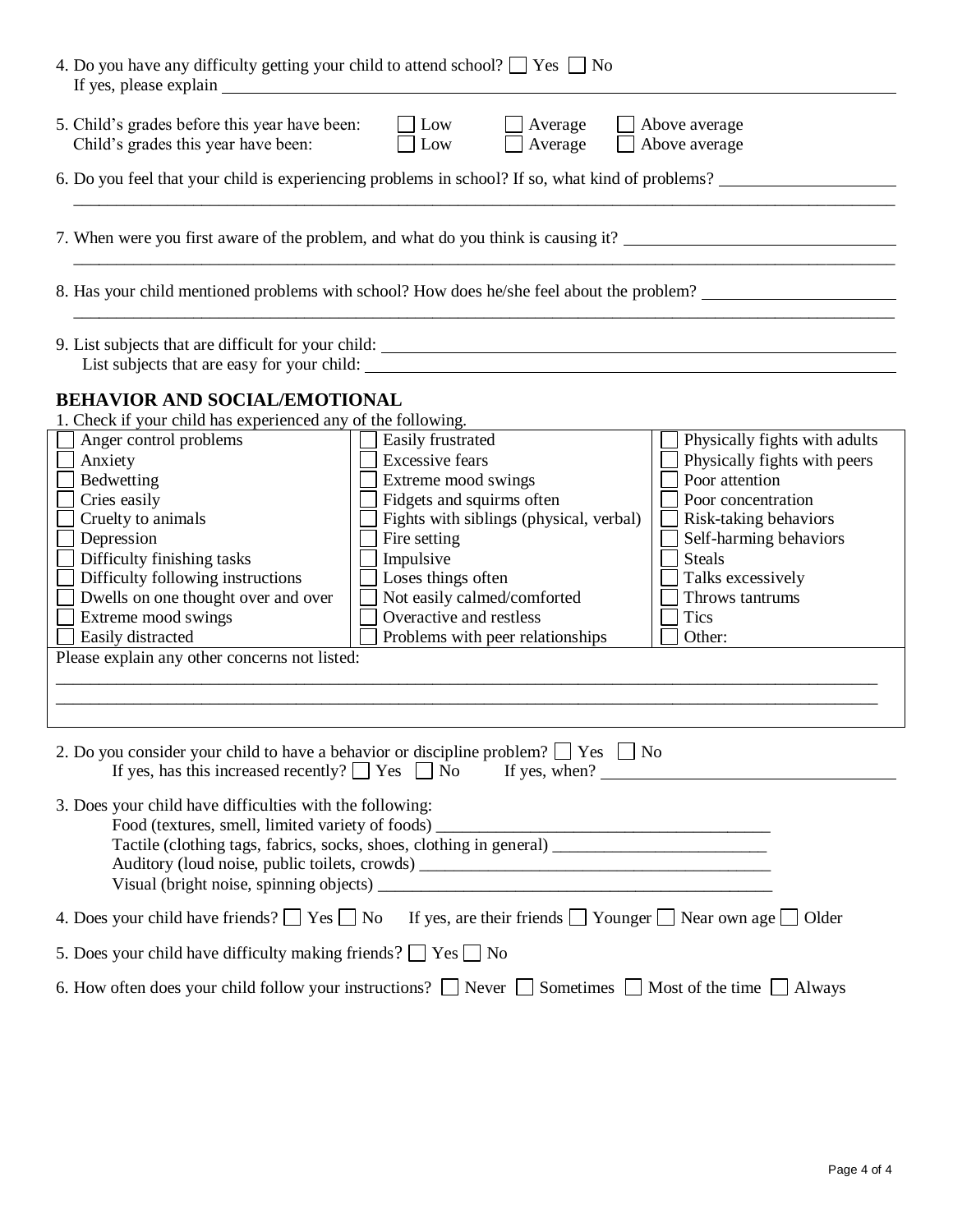4. Do you have any difficulty getting your child to attend school? ☐ Yes ☐ No
   If yes, please explain ______________________________

5. Child's grades before this year have been: ☐ Low ☐ Average ☐ Above average
   Child's grades this year have been: ☐ Low ☐ Average ☐ Above average

6. Do you feel that your child is experiencing problems in school? If so, what kind of problems? ______________________________

7. When were you first aware of the problem, and what do you think is causing it? ______________________________

8. Has your child mentioned problems with school? How does he/she feel about the problem? ______________________________

9. List subjects that are difficult for your child: ______________________________
   List subjects that are easy for your child: ______________________________

## BEHAVIOR AND SOCIAL/EMOTIONAL

1. Check if your child has experienced any of the following.

| | | |
|---|---|---|
| ☐ Anger control problems | ☐ Easily frustrated | ☐ Physically fights with adults |
| ☐ Anxiety | ☐ Excessive fears | ☐ Physically fights with peers |
| ☐ Bedwetting | ☐ Extreme mood swings | ☐ Poor attention |
| ☐ Cries easily | ☐ Fidgets and squirms often | ☐ Poor concentration |
| ☐ Cruelty to animals | ☐ Fights with siblings (physical, verbal) | ☐ Risk-taking behaviors |
| ☐ Depression | ☐ Fire setting | ☐ Self-harming behaviors |
| ☐ Difficulty finishing tasks | ☐ Impulsive | ☐ Steals |
| ☐ Difficulty following instructions | ☐ Loses things often | ☐ Talks excessively |
| ☐ Dwells on one thought over and over | ☐ Not easily calmed/comforted | ☐ Throws tantrums |
| ☐ Extreme mood swings | ☐ Overactive and restless | ☐ Tics |
| ☐ Easily distracted | ☐ Problems with peer relationships | ☐ Other: |

Please explain any other concerns not listed:
______________________________
______________________________

2. Do you consider your child to have a behavior or discipline problem? ☐ Yes ☐ No
   If yes, has this increased recently? ☐ Yes ☐ No If yes, when? ______________________________

3. Does your child have difficulties with the following:
   Food (textures, smell, limited variety of foods) ______________________________
   Tactile (clothing tags, fabrics, socks, shoes, clothing in general) ______________________________
   Auditory (loud noise, public toilets, crowds) ______________________________
   Visual (bright noise, spinning objects) ______________________________

4. Does your child have friends? ☐ Yes ☐ No If yes, are their friends ☐ Younger ☐ Near own age ☐ Older

5. Does your child have difficulty making friends? ☐ Yes ☐ No

6. How often does your child follow your instructions? ☐ Never ☐ Sometimes ☐ Most of the time ☐ Always